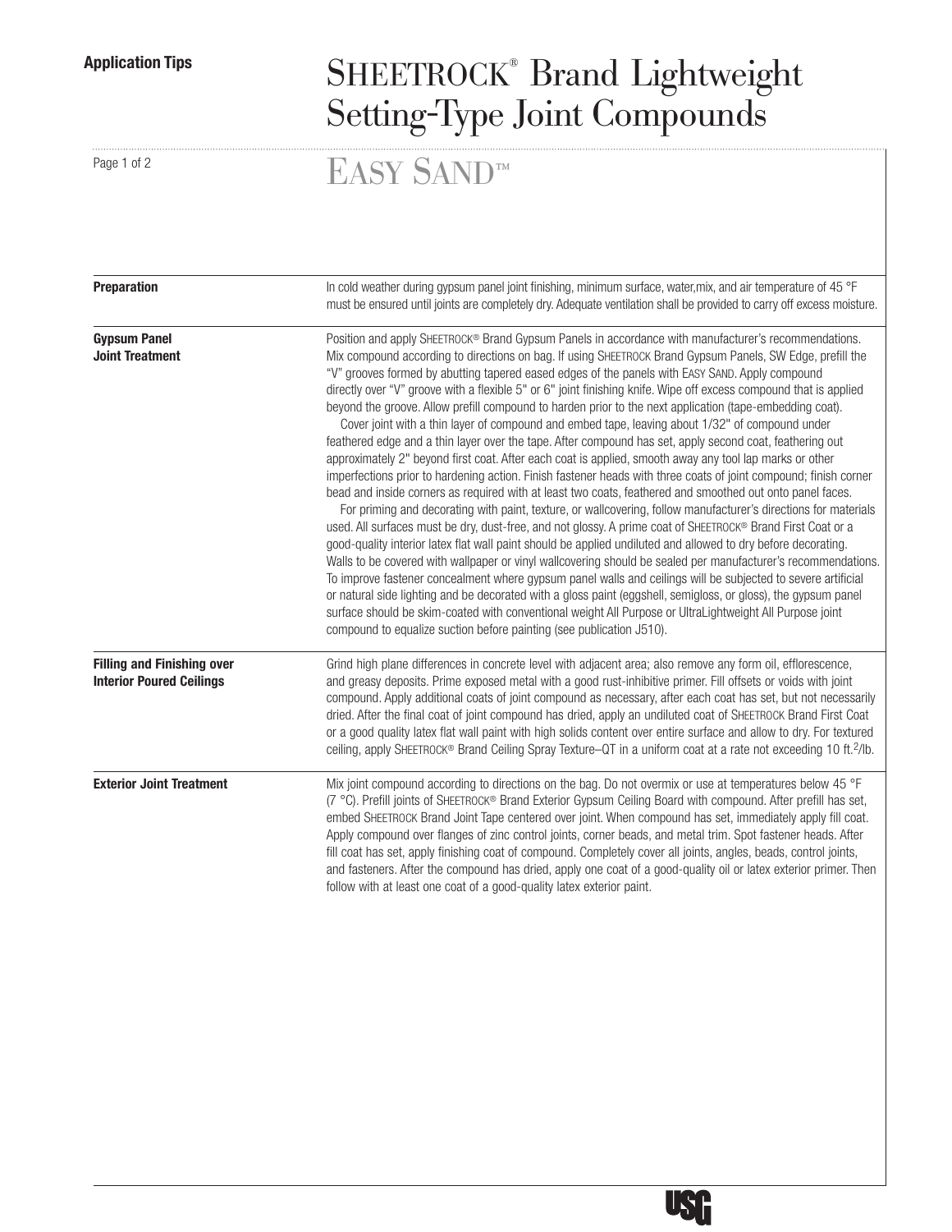Application Tips

# SHEETROCK® Brand Lightweight Setting-Type Joint Compounds

## EASY SAND™

**Preparation**

In cold weather during gypsum panel joint finishing, minimum surface, water,mix, and air temperature of 45 °F must be ensured until joints are completely dry. Adequate ventilation shall be provided to carry off excess moisture.

**Gypsum Panel Joint Treatment**

Position and apply SHEETROCK® Brand Gypsum Panels in accordance with manufacturer's recommendations. Mix compound according to directions on bag. If using SHEETROCK Brand Gypsum Panels, SW Edge, prefill the "V" grooves formed by abutting tapered eased edges of the panels with EASY SAND. Apply compound directly over "V" groove with a flexible 5" or 6" joint finishing knife. Wipe off excess compound that is applied beyond the groove. Allow prefill compound to harden prior to the next application (tape-embedding coat).

Cover joint with a thin layer of compound and embed tape, leaving about 1/32" of compound under feathered edge and a thin layer over the tape. After compound has set, apply second coat, feathering out approximately 2" beyond first coat. After each coat is applied, smooth away any tool lap marks or other imperfections prior to hardening action. Finish fastener heads with three coats of joint compound; finish corner bead and inside corners as required with at least two coats, feathered and smoothed out onto panel faces.

For priming and decorating with paint, texture, or wallcovering, follow manufacturer's directions for materials used. All surfaces must be dry, dust-free, and not glossy. A prime coat of SHEETROCK® Brand First Coat or a good-quality interior latex flat wall paint should be applied undiluted and allowed to dry before decorating. Walls to be covered with wallpaper or vinyl wallcovering should be sealed per manufacturer's recommendations. To improve fastener concealment where gypsum panel walls and ceilings will be subjected to severe artificial or natural side lighting and be decorated with a gloss paint (eggshell, semigloss, or gloss), the gypsum panel surface should be skim-coated with conventional weight All Purpose or UltraLightweight All Purpose joint compound to equalize suction before painting (see publication J510).

**Filling and Finishing over Interior Poured Ceilings**

Grind high plane differences in concrete level with adjacent area; also remove any form oil, efflorescence, and greasy deposits. Prime exposed metal with a good rust-inhibitive primer. Fill offsets or voids with joint compound. Apply additional coats of joint compound as necessary, after each coat has set, but not necessarily dried. After the final coat of joint compound has dried, apply an undiluted coat of SHEETROCK Brand First Coat or a good quality latex flat wall paint with high solids content over entire surface and allow to dry. For textured ceiling, apply SHEETROCK® Brand Ceiling Spray Texture–QT in a uniform coat at a rate not exceeding 10 $ft.^2$/lb.

**Exterior Joint Treatment**

Mix joint compound according to directions on the bag. Do not overmix or use at temperatures below 45 °F (7 °C). Prefill joints of SHEETROCK® Brand Exterior Gypsum Ceiling Board with compound. After prefill has set, embed SHEETROCK Brand Joint Tape centered over joint. When compound has set, immediately apply fill coat. Apply compound over flanges of zinc control joints, corner beads, and metal trim. Spot fastener heads. After fill coat has set, apply finishing coat of compound. Completely cover all joints, angles, beads, control joints, and fasteners. After the compound has dried, apply one coat of a good-quality oil or latex exterior primer. Then follow with at least one coat of a good-quality latex exterior paint.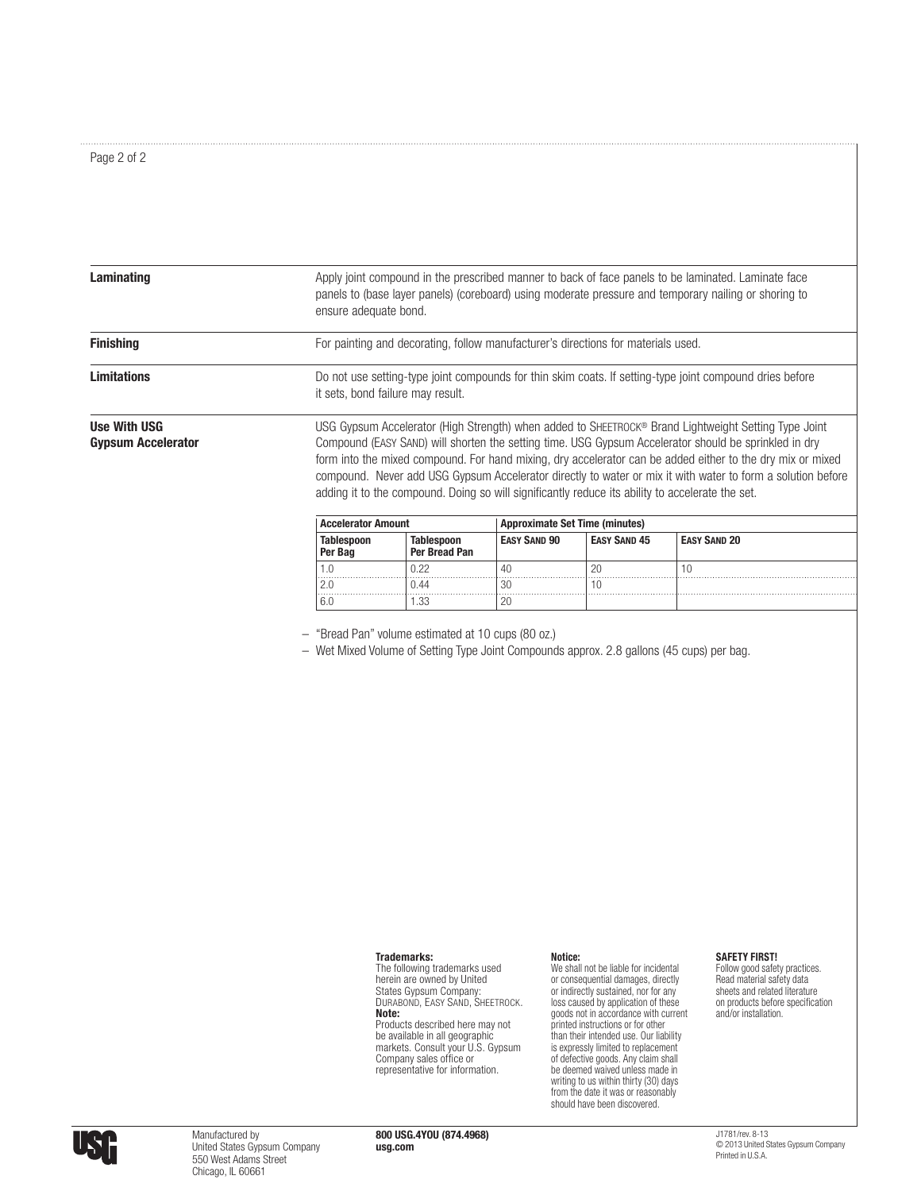**Laminating**

Apply joint compound in the prescribed manner to back of face panels to be laminated. Laminate face panels to (base layer panels) (coreboard) using moderate pressure and temporary nailing or shoring to ensure adequate bond.

**Finishing**

For painting and decorating, follow manufacturer's directions for materials used.

**Limitations**

Do not use setting-type joint compounds for thin skim coats. If setting-type joint compound dries before it sets, bond failure may result.

**Use With USG Gypsum Accelerator**

USG Gypsum Accelerator (High Strength) when added to SHEETROCK® Brand Lightweight Setting Type Joint Compound (EASY SAND) will shorten the setting time. USG Gypsum Accelerator should be sprinkled in dry form into the mixed compound. For hand mixing, dry accelerator can be added either to the dry mix or mixed compound. Never add USG Gypsum Accelerator directly to water or mix it with water to form a solution before adding it to the compound. Doing so will significantly reduce its ability to accelerate the set.

| Accelerator Amount | | Approximate Set Time (minutes) | | |
|---|---|---|---|---|
| **Tablespoon Per Bag** | **Tablespoon Per Bread Pan** | **EASY SAND 90** | **EASY SAND 45** | **EASY SAND 20** |
| 1.0 | 0.22 | 40 | 20 | 10 |
| 2.0 | 0.44 | 30 | 10 | |
| 6.0 | 1.33 | 20 | | |

– "Bread Pan" volume estimated at 10 cups (80 oz.)

– Wet Mixed Volume of Setting Type Joint Compounds approx. 2.8 gallons (45 cups) per bag.

**Trademarks:**
The following trademarks used herein are owned by United States Gypsum Company: DURABOND, EASY SAND, SHEETROCK.

**Note:**
Products described here may not be available in all geographic markets. Consult your U.S. Gypsum Company sales office or representative for information.

**Notice:**
We shall not be liable for incidental or consequential damages, directly or indirectly sustained, nor for any loss caused by application of these goods not in accordance with current printed instructions or for other than their intended use. Our liability is expressly limited to replacement of defective goods. Any claim shall be deemed waived unless made in writing to us within thirty (30) days from the date it was or reasonably should have been discovered.

**SAFETY FIRST!**
Follow good safety practices. Read material safety data sheets and related literature on products before specification and/or installation.

Manufactured by
United States Gypsum Company
550 West Adams Street
Chicago, IL 60661

**800 USG.4YOU (874.4968)**
**usg.com**

J1781/rev. 8-13
© 2013 United States Gypsum Company
Printed in U.S.A.